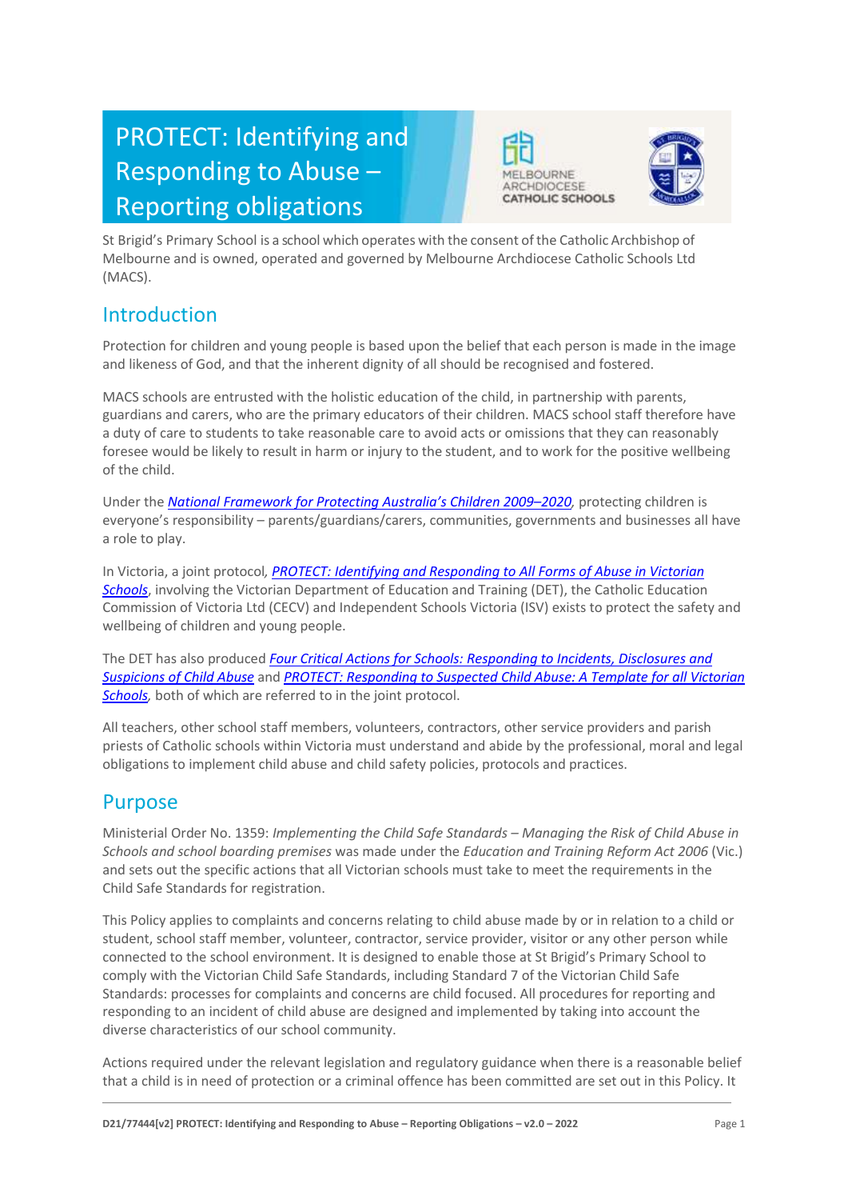# PROTECT: Identifying and Responding to Abuse – Reporting obligations

MELBOURNE ARCHDIOCESE CATHOLIC SCHOOLS

St Brigid's Primary School is a school which operates with the consent of the Catholic Archbishop of Melbourne and is owned, operated and governed by Melbourne Archdiocese Catholic Schools Ltd (MACS).

## Introduction

Protection for children and young people is based upon the belief that each person is made in the image and likeness of God, and that the inherent dignity of all should be recognised and fostered.

MACS schools are entrusted with the holistic education of the child, in partnership with parents, guardians and carers, who are the primary educators of their children. MACS school staff therefore have a duty of care to students to take reasonable care to avoid acts or omissions that they can reasonably foresee would be likely to result in harm or injury to the student, and to work for the positive wellbeing of the child.

Under the *National Framework for Protecting Australia's Children 2009–2020*, protecting children is everyone's responsibility – parents/guardians/carers, communities, governments and businesses all have a role to play.

In Victoria, a joint protocol, *PROTECT: Identifying and Responding to All Forms of Abuse in Victorian Schools*, involving the Victorian Department of Education and Training (DET), the Catholic Education Commission of Victoria Ltd (CECV) and Independent Schools Victoria (ISV) exists to protect the safety and wellbeing of children and young people.

The DET has also produced *Four Critical Actions for Schools: Responding to Incidents, Disclosures and Suspicions of Child Abuse* and *PROTECT: Responding to Suspected Child Abuse: A Template for all Victorian Schools*, both of which are referred to in the joint protocol.

All teachers, other school staff members, volunteers, contractors, other service providers and parish priests of Catholic schools within Victoria must understand and abide by the professional, moral and legal obligations to implement child abuse and child safety policies, protocols and practices.

## Purpose

Ministerial Order No. 1359: *Implementing the Child Safe Standards – Managing the Risk of Child Abuse in Schools and school boarding premises* was made under the *Education and Training Reform Act 2006* (Vic.) and sets out the specific actions that all Victorian schools must take to meet the requirements in the Child Safe Standards for registration.

This Policy applies to complaints and concerns relating to child abuse made by or in relation to a child or student, school staff member, volunteer, contractor, service provider, visitor or any other person while connected to the school environment. It is designed to enable those at St Brigid's Primary School to comply with the Victorian Child Safe Standards, including Standard 7 of the Victorian Child Safe Standards: processes for complaints and concerns are child focused. All procedures for reporting and responding to an incident of child abuse are designed and implemented by taking into account the diverse characteristics of our school community.

Actions required under the relevant legislation and regulatory guidance when there is a reasonable belief that a child is in need of protection or a criminal offence has been committed are set out in this Policy. It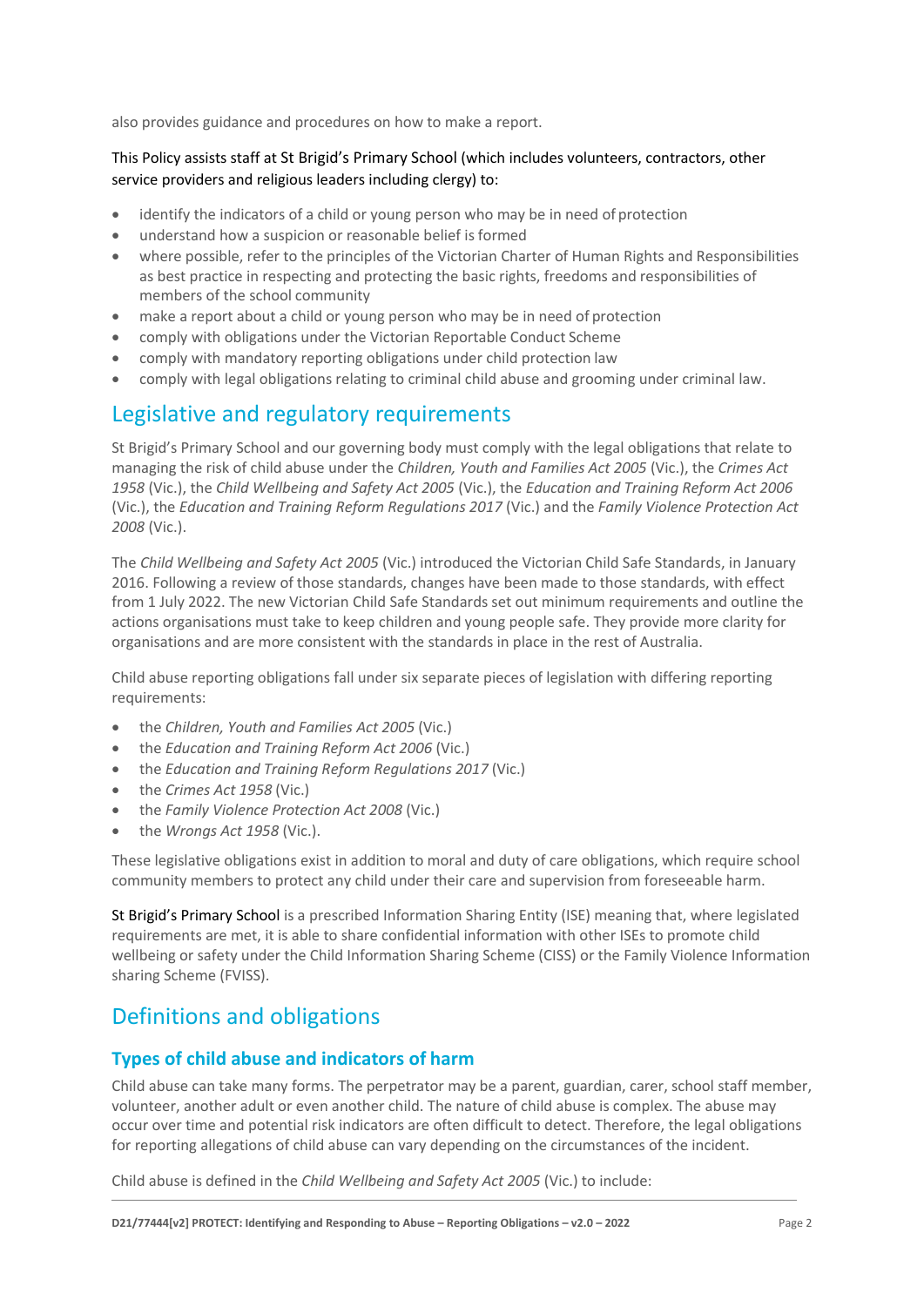also provides guidance and procedures on how to make a report.

This Policy assists staff at St Brigid's Primary School (which includes volunteers, contractors, other service providers and religious leaders including clergy) to:

- identify the indicators of a child or young person who may be in need of protection
- understand how a suspicion or reasonable belief is formed
- where possible, refer to the principles of the Victorian Charter of Human Rights and Responsibilities as best practice in respecting and protecting the basic rights, freedoms and responsibilities of members of the school community
- make a report about a child or young person who may be in need of protection
- comply with obligations under the Victorian Reportable Conduct Scheme
- comply with mandatory reporting obligations under child protection law
- comply with legal obligations relating to criminal child abuse and grooming under criminal law.

## Legislative and regulatory requirements

St Brigid's Primary School and our governing body must comply with the legal obligations that relate to managing the risk of child abuse under the *Children, Youth and Families Act 2005* (Vic.), the *Crimes Act 1958* (Vic.), the *Child Wellbeing and Safety Act 2005* (Vic.), the *Education and Training Reform Act 2006* (Vic.), the *Education and Training Reform Regulations 2017* (Vic.) and the *Family Violence Protection Act 2008* (Vic.).

The *Child Wellbeing and Safety Act 2005* (Vic.) introduced the Victorian Child Safe Standards, in January 2016. Following a review of those standards, changes have been made to those standards, with effect from 1 July 2022. The new Victorian Child Safe Standards set out minimum requirements and outline the actions organisations must take to keep children and young people safe. They provide more clarity for organisations and are more consistent with the standards in place in the rest of Australia.

Child abuse reporting obligations fall under six separate pieces of legislation with differing reporting requirements:

- the *Children, Youth and Families Act 2005* (Vic.)
- the *Education and Training Reform Act 2006* (Vic.)
- the *Education and Training Reform Regulations 2017* (Vic.)
- the *Crimes Act 1958* (Vic.)
- the *Family Violence Protection Act 2008* (Vic.)
- the *Wrongs Act 1958* (Vic.).

These legislative obligations exist in addition to moral and duty of care obligations, which require school community members to protect any child under their care and supervision from foreseeable harm.

St Brigid's Primary School is a prescribed Information Sharing Entity (ISE) meaning that, where legislated requirements are met, it is able to share confidential information with other ISEs to promote child wellbeing or safety under the Child Information Sharing Scheme (CISS) or the Family Violence Information sharing Scheme (FVISS).

## Definitions and obligations

### Types of child abuse and indicators of harm

Child abuse can take many forms. The perpetrator may be a parent, guardian, carer, school staff member, volunteer, another adult or even another child. The nature of child abuse is complex. The abuse may occur over time and potential risk indicators are often difficult to detect. Therefore, the legal obligations for reporting allegations of child abuse can vary depending on the circumstances of the incident.

Child abuse is defined in the *Child Wellbeing and Safety Act 2005* (Vic.) to include: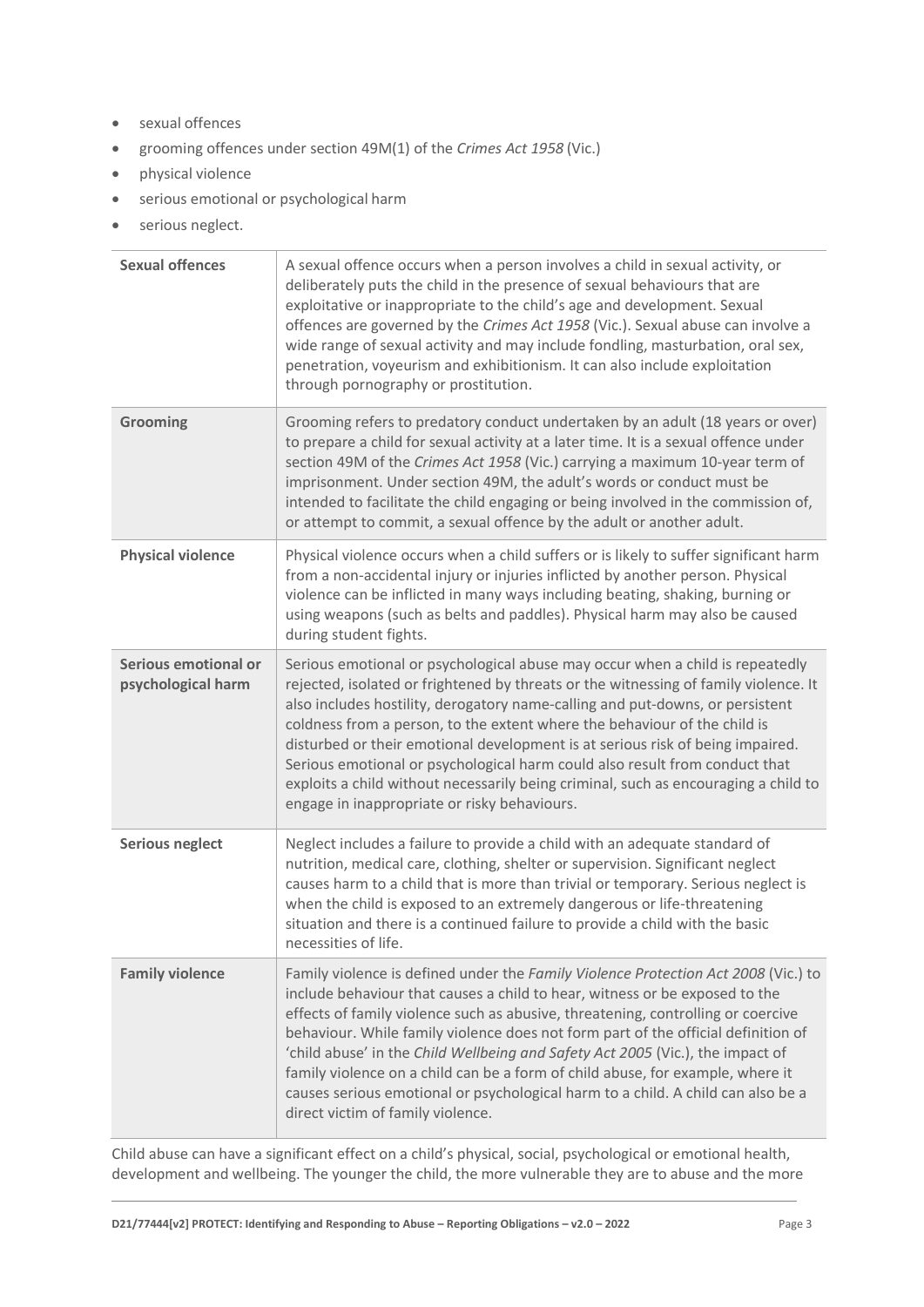- sexual offences
- grooming offences under section 49M(1) of the *Crimes Act 1958* (Vic.)
- physical violence
- serious emotional or psychological harm
- serious neglect.

| | |
|---|---|
| **Sexual offences** | A sexual offence occurs when a person involves a child in sexual activity, or deliberately puts the child in the presence of sexual behaviours that are exploitative or inappropriate to the child's age and development. Sexual offences are governed by the *Crimes Act 1958* (Vic.). Sexual abuse can involve a wide range of sexual activity and may include fondling, masturbation, oral sex, penetration, voyeurism and exhibitionism. It can also include exploitation through pornography or prostitution. |
| **Grooming** | Grooming refers to predatory conduct undertaken by an adult (18 years or over) to prepare a child for sexual activity at a later time. It is a sexual offence under section 49M of the *Crimes Act 1958* (Vic.) carrying a maximum 10-year term of imprisonment. Under section 49M, the adult's words or conduct must be intended to facilitate the child engaging or being involved in the commission of, or attempt to commit, a sexual offence by the adult or another adult. |
| **Physical violence** | Physical violence occurs when a child suffers or is likely to suffer significant harm from a non-accidental injury or injuries inflicted by another person. Physical violence can be inflicted in many ways including beating, shaking, burning or using weapons (such as belts and paddles). Physical harm may also be caused during student fights. |
| **Serious emotional or psychological harm** | Serious emotional or psychological abuse may occur when a child is repeatedly rejected, isolated or frightened by threats or the witnessing of family violence. It also includes hostility, derogatory name-calling and put-downs, or persistent coldness from a person, to the extent where the behaviour of the child is disturbed or their emotional development is at serious risk of being impaired. Serious emotional or psychological harm could also result from conduct that exploits a child without necessarily being criminal, such as encouraging a child to engage in inappropriate or risky behaviours. |
| **Serious neglect** | Neglect includes a failure to provide a child with an adequate standard of nutrition, medical care, clothing, shelter or supervision. Significant neglect causes harm to a child that is more than trivial or temporary. Serious neglect is when the child is exposed to an extremely dangerous or life-threatening situation and there is a continued failure to provide a child with the basic necessities of life. |
| **Family violence** | Family violence is defined under the *Family Violence Protection Act 2008* (Vic.) to include behaviour that causes a child to hear, witness or be exposed to the effects of family violence such as abusive, threatening, controlling or coercive behaviour. While family violence does not form part of the official definition of 'child abuse' in the *Child Wellbeing and Safety Act 2005* (Vic.), the impact of family violence on a child can be a form of child abuse, for example, where it causes serious emotional or psychological harm to a child. A child can also be a direct victim of family violence. |

Child abuse can have a significant effect on a child's physical, social, psychological or emotional health, development and wellbeing. The younger the child, the more vulnerable they are to abuse and the more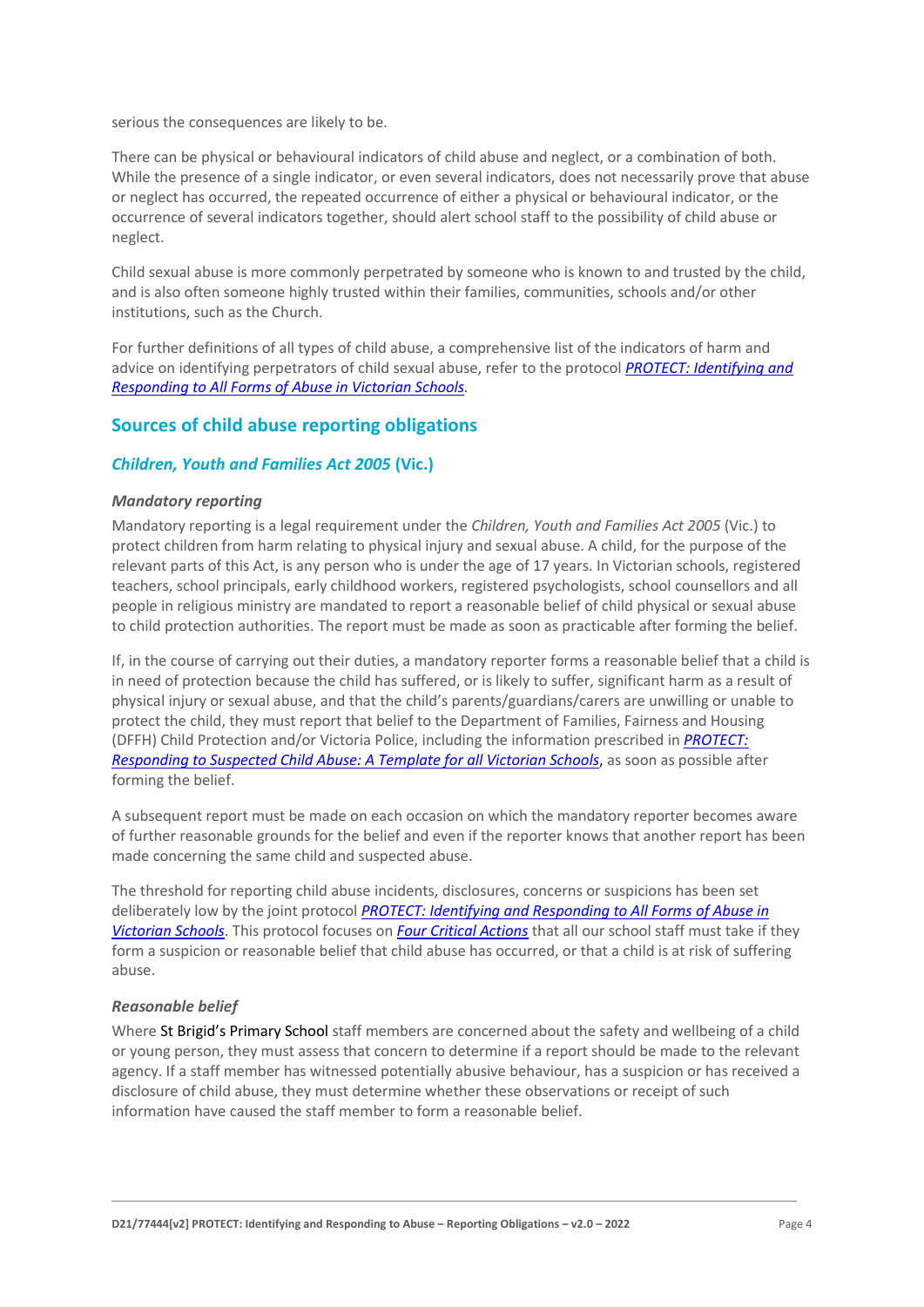serious the consequences are likely to be.

There can be physical or behavioural indicators of child abuse and neglect, or a combination of both. While the presence of a single indicator, or even several indicators, does not necessarily prove that abuse or neglect has occurred, the repeated occurrence of either a physical or behavioural indicator, or the occurrence of several indicators together, should alert school staff to the possibility of child abuse or neglect.

Child sexual abuse is more commonly perpetrated by someone who is known to and trusted by the child, and is also often someone highly trusted within their families, communities, schools and/or other institutions, such as the Church.

For further definitions of all types of child abuse, a comprehensive list of the indicators of harm and advice on identifying perpetrators of child sexual abuse, refer to the protocol *PROTECT: Identifying and Responding to All Forms of Abuse in Victorian Schools*.

## Sources of child abuse reporting obligations

### *Children, Youth and Families Act 2005* (Vic.)

#### *Mandatory reporting*

Mandatory reporting is a legal requirement under the *Children, Youth and Families Act 2005* (Vic.) to protect children from harm relating to physical injury and sexual abuse. A child, for the purpose of the relevant parts of this Act, is any person who is under the age of 17 years. In Victorian schools, registered teachers, school principals, early childhood workers, registered psychologists, school counsellors and all people in religious ministry are mandated to report a reasonable belief of child physical or sexual abuse to child protection authorities. The report must be made as soon as practicable after forming the belief.

If, in the course of carrying out their duties, a mandatory reporter forms a reasonable belief that a child is in need of protection because the child has suffered, or is likely to suffer, significant harm as a result of physical injury or sexual abuse, and that the child's parents/guardians/carers are unwilling or unable to protect the child, they must report that belief to the Department of Families, Fairness and Housing (DFFH) Child Protection and/or Victoria Police, including the information prescribed in *PROTECT: Responding to Suspected Child Abuse: A Template for all Victorian Schools*, as soon as possible after forming the belief.

A subsequent report must be made on each occasion on which the mandatory reporter becomes aware of further reasonable grounds for the belief and even if the reporter knows that another report has been made concerning the same child and suspected abuse.

The threshold for reporting child abuse incidents, disclosures, concerns or suspicions has been set deliberately low by the joint protocol *PROTECT: Identifying and Responding to All Forms of Abuse in Victorian Schools*. This protocol focuses on *Four Critical Actions* that all our school staff must take if they form a suspicion or reasonable belief that child abuse has occurred, or that a child is at risk of suffering abuse.

#### *Reasonable belief*

Where St Brigid's Primary School staff members are concerned about the safety and wellbeing of a child or young person, they must assess that concern to determine if a report should be made to the relevant agency. If a staff member has witnessed potentially abusive behaviour, has a suspicion or has received a disclosure of child abuse, they must determine whether these observations or receipt of such information have caused the staff member to form a reasonable belief.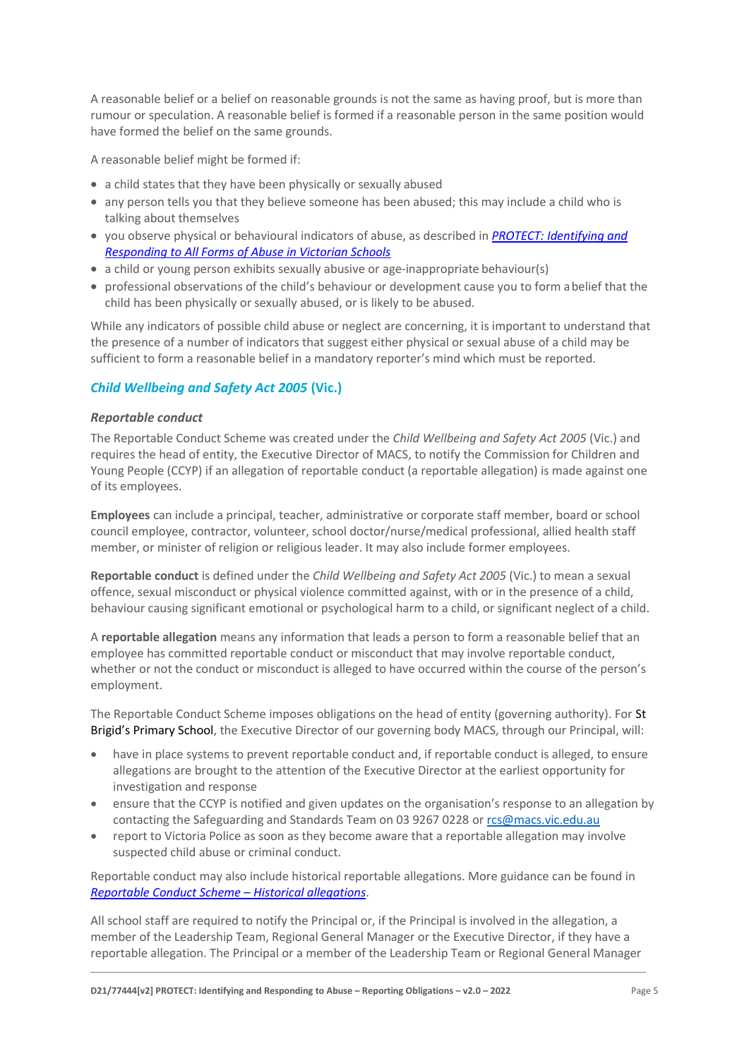A reasonable belief or a belief on reasonable grounds is not the same as having proof, but is more than rumour or speculation. A reasonable belief is formed if a reasonable person in the same position would have formed the belief on the same grounds.

A reasonable belief might be formed if:

- a child states that they have been physically or sexually abused
- any person tells you that they believe someone has been abused; this may include a child who is talking about themselves
- you observe physical or behavioural indicators of abuse, as described in [*PROTECT: Identifying and Responding to All Forms of Abuse in Victorian Schools*]()
- a child or young person exhibits sexually abusive or age-inappropriate behaviour(s)
- professional observations of the child's behaviour or development cause you to form a belief that the child has been physically or sexually abused, or is likely to be abused.

While any indicators of possible child abuse or neglect are concerning, it is important to understand that the presence of a number of indicators that suggest either physical or sexual abuse of a child may be sufficient to form a reasonable belief in a mandatory reporter's mind which must be reported.

## *Child Wellbeing and Safety Act 2005* (Vic.)

### *Reportable conduct*

The Reportable Conduct Scheme was created under the *Child Wellbeing and Safety Act 2005* (Vic.) and requires the head of entity, the Executive Director of MACS, to notify the Commission for Children and Young People (CCYP) if an allegation of reportable conduct (a reportable allegation) is made against one of its employees.

**Employees** can include a principal, teacher, administrative or corporate staff member, board or school council employee, contractor, volunteer, school doctor/nurse/medical professional, allied health staff member, or minister of religion or religious leader. It may also include former employees.

**Reportable conduct** is defined under the *Child Wellbeing and Safety Act 2005* (Vic.) to mean a sexual offence, sexual misconduct or physical violence committed against, with or in the presence of a child, behaviour causing significant emotional or psychological harm to a child, or significant neglect of a child.

A **reportable allegation** means any information that leads a person to form a reasonable belief that an employee has committed reportable conduct or misconduct that may involve reportable conduct, whether or not the conduct or misconduct is alleged to have occurred within the course of the person's employment.

The Reportable Conduct Scheme imposes obligations on the head of entity (governing authority). For St Brigid's Primary School, the Executive Director of our governing body MACS, through our Principal, will:

- have in place systems to prevent reportable conduct and, if reportable conduct is alleged, to ensure allegations are brought to the attention of the Executive Director at the earliest opportunity for investigation and response
- ensure that the CCYP is notified and given updates on the organisation's response to an allegation by contacting the Safeguarding and Standards Team on 03 9267 0228 or [rcs@macs.vic.edu.au](mailto:rcs@macs.vic.edu.au)
- report to Victoria Police as soon as they become aware that a reportable allegation may involve suspected child abuse or criminal conduct.

Reportable conduct may also include historical reportable allegations. More guidance can be found in [*Reportable Conduct Scheme – Historical allegations*]().

All school staff are required to notify the Principal or, if the Principal is involved in the allegation, a member of the Leadership Team, Regional General Manager or the Executive Director, if they have a reportable allegation. The Principal or a member of the Leadership Team or Regional General Manager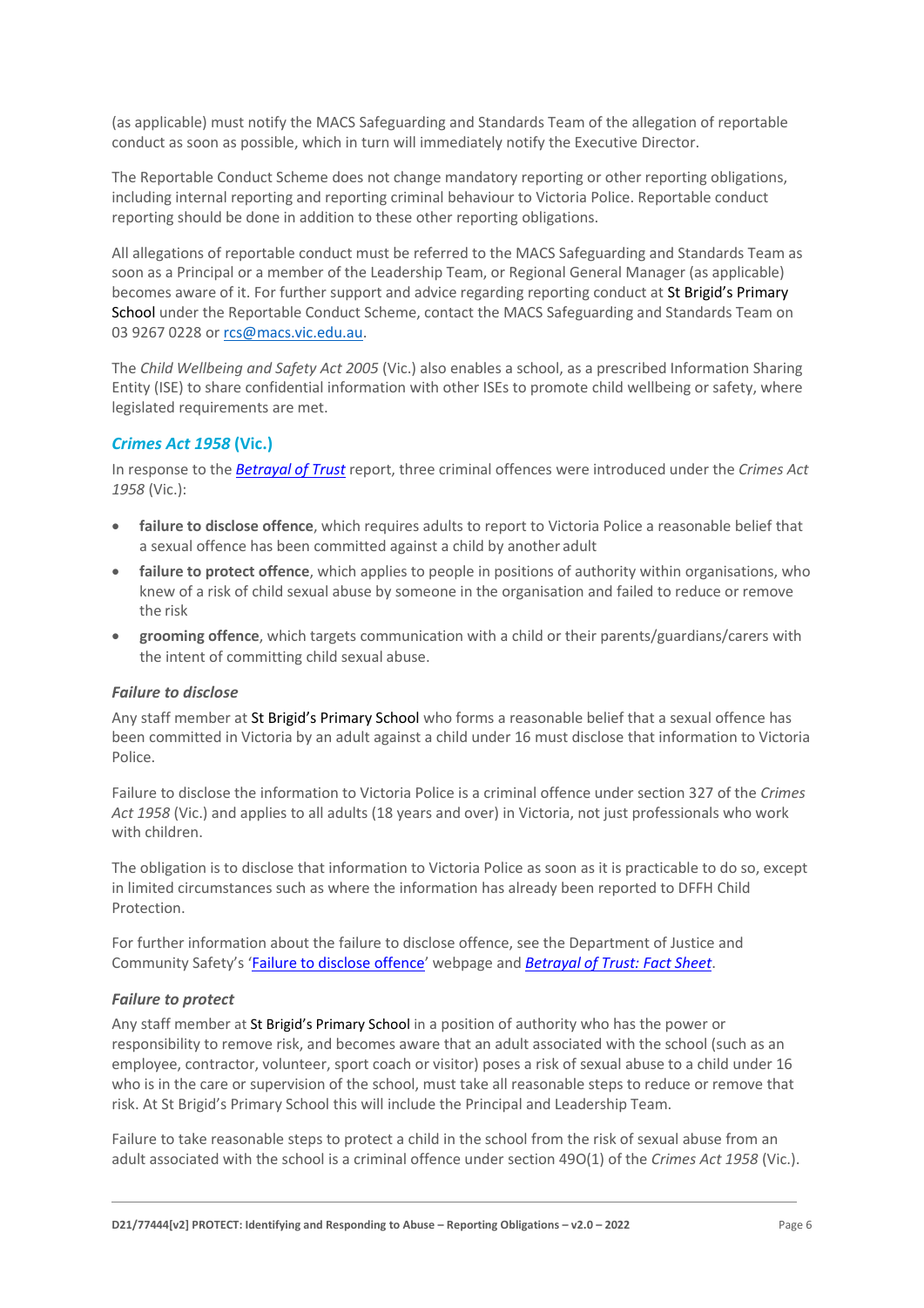(as applicable) must notify the MACS Safeguarding and Standards Team of the allegation of reportable conduct as soon as possible, which in turn will immediately notify the Executive Director.

The Reportable Conduct Scheme does not change mandatory reporting or other reporting obligations, including internal reporting and reporting criminal behaviour to Victoria Police. Reportable conduct reporting should be done in addition to these other reporting obligations.

All allegations of reportable conduct must be referred to the MACS Safeguarding and Standards Team as soon as a Principal or a member of the Leadership Team, or Regional General Manager (as applicable) becomes aware of it. For further support and advice regarding reporting conduct at St Brigid's Primary School under the Reportable Conduct Scheme, contact the MACS Safeguarding and Standards Team on 03 9267 0228 or rcs@macs.vic.edu.au.

The *Child Wellbeing and Safety Act 2005* (Vic.) also enables a school, as a prescribed Information Sharing Entity (ISE) to share confidential information with other ISEs to promote child wellbeing or safety, where legislated requirements are met.

### *Crimes Act 1958* (Vic.)

In response to the *Betrayal of Trust* report, three criminal offences were introduced under the *Crimes Act 1958* (Vic.):

- **failure to disclose offence**, which requires adults to report to Victoria Police a reasonable belief that a sexual offence has been committed against a child by another adult
- **failure to protect offence**, which applies to people in positions of authority within organisations, who knew of a risk of child sexual abuse by someone in the organisation and failed to reduce or remove the risk
- **grooming offence**, which targets communication with a child or their parents/guardians/carers with the intent of committing child sexual abuse.

#### *Failure to disclose*

Any staff member at St Brigid's Primary School who forms a reasonable belief that a sexual offence has been committed in Victoria by an adult against a child under 16 must disclose that information to Victoria Police.

Failure to disclose the information to Victoria Police is a criminal offence under section 327 of the *Crimes Act 1958* (Vic.) and applies to all adults (18 years and over) in Victoria, not just professionals who work with children.

The obligation is to disclose that information to Victoria Police as soon as it is practicable to do so, except in limited circumstances such as where the information has already been reported to DFFH Child Protection.

For further information about the failure to disclose offence, see the Department of Justice and Community Safety's 'Failure to disclose offence' webpage and *Betrayal of Trust: Fact Sheet*.

#### *Failure to protect*

Any staff member at St Brigid's Primary School in a position of authority who has the power or responsibility to remove risk, and becomes aware that an adult associated with the school (such as an employee, contractor, volunteer, sport coach or visitor) poses a risk of sexual abuse to a child under 16 who is in the care or supervision of the school, must take all reasonable steps to reduce or remove that risk. At St Brigid's Primary School this will include the Principal and Leadership Team.

Failure to take reasonable steps to protect a child in the school from the risk of sexual abuse from an adult associated with the school is a criminal offence under section 49O(1) of the *Crimes Act 1958* (Vic.).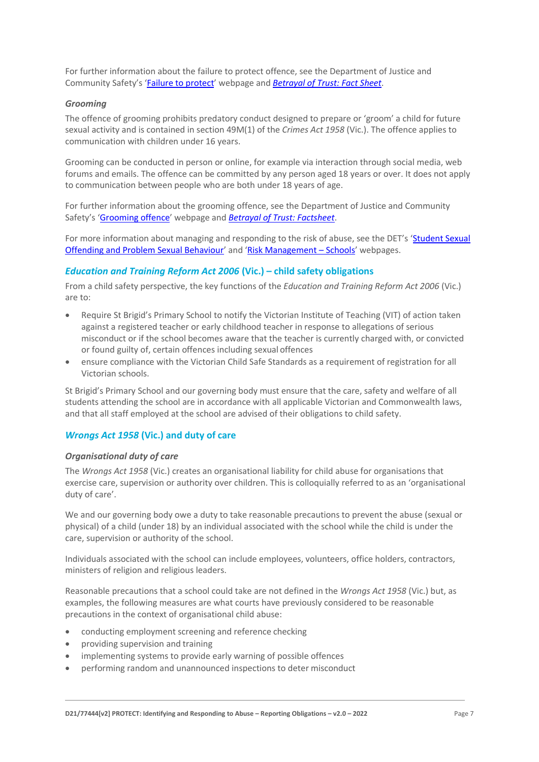For further information about the failure to protect offence, see the Department of Justice and Community Safety's '[Failure to protect](#)' webpage and [*Betrayal of Trust: Fact Sheet*](#).

### *Grooming*

The offence of grooming prohibits predatory conduct designed to prepare or 'groom' a child for future sexual activity and is contained in section 49M(1) of the *Crimes Act 1958* (Vic.). The offence applies to communication with children under 16 years.

Grooming can be conducted in person or online, for example via interaction through social media, web forums and emails. The offence can be committed by any person aged 18 years or over. It does not apply to communication between people who are both under 18 years of age.

For further information about the grooming offence, see the Department of Justice and Community Safety's '[Grooming offence](#)' webpage and [*Betrayal of Trust: Factsheet*](#).

For more information about managing and responding to the risk of abuse, see the DET's '[Student Sexual Offending and Problem Sexual Behaviour](#)' and '[Risk Management – Schools](#)' webpages.

## *Education and Training Reform Act 2006* (Vic.) – child safety obligations

From a child safety perspective, the key functions of the *Education and Training Reform Act 2006* (Vic.) are to:

- Require St Brigid's Primary School to notify the Victorian Institute of Teaching (VIT) of action taken against a registered teacher or early childhood teacher in response to allegations of serious misconduct or if the school becomes aware that the teacher is currently charged with, or convicted or found guilty of, certain offences including sexual offences
- ensure compliance with the Victorian Child Safe Standards as a requirement of registration for all Victorian schools.

St Brigid's Primary School and our governing body must ensure that the care, safety and welfare of all students attending the school are in accordance with all applicable Victorian and Commonwealth laws, and that all staff employed at the school are advised of their obligations to child safety.

## *Wrongs Act 1958* (Vic.) and duty of care

### *Organisational duty of care*

The *Wrongs Act 1958* (Vic.) creates an organisational liability for child abuse for organisations that exercise care, supervision or authority over children. This is colloquially referred to as an 'organisational duty of care'.

We and our governing body owe a duty to take reasonable precautions to prevent the abuse (sexual or physical) of a child (under 18) by an individual associated with the school while the child is under the care, supervision or authority of the school.

Individuals associated with the school can include employees, volunteers, office holders, contractors, ministers of religion and religious leaders.

Reasonable precautions that a school could take are not defined in the *Wrongs Act 1958* (Vic.) but, as examples, the following measures are what courts have previously considered to be reasonable precautions in the context of organisational child abuse:

- conducting employment screening and reference checking
- providing supervision and training
- implementing systems to provide early warning of possible offences
- performing random and unannounced inspections to deter misconduct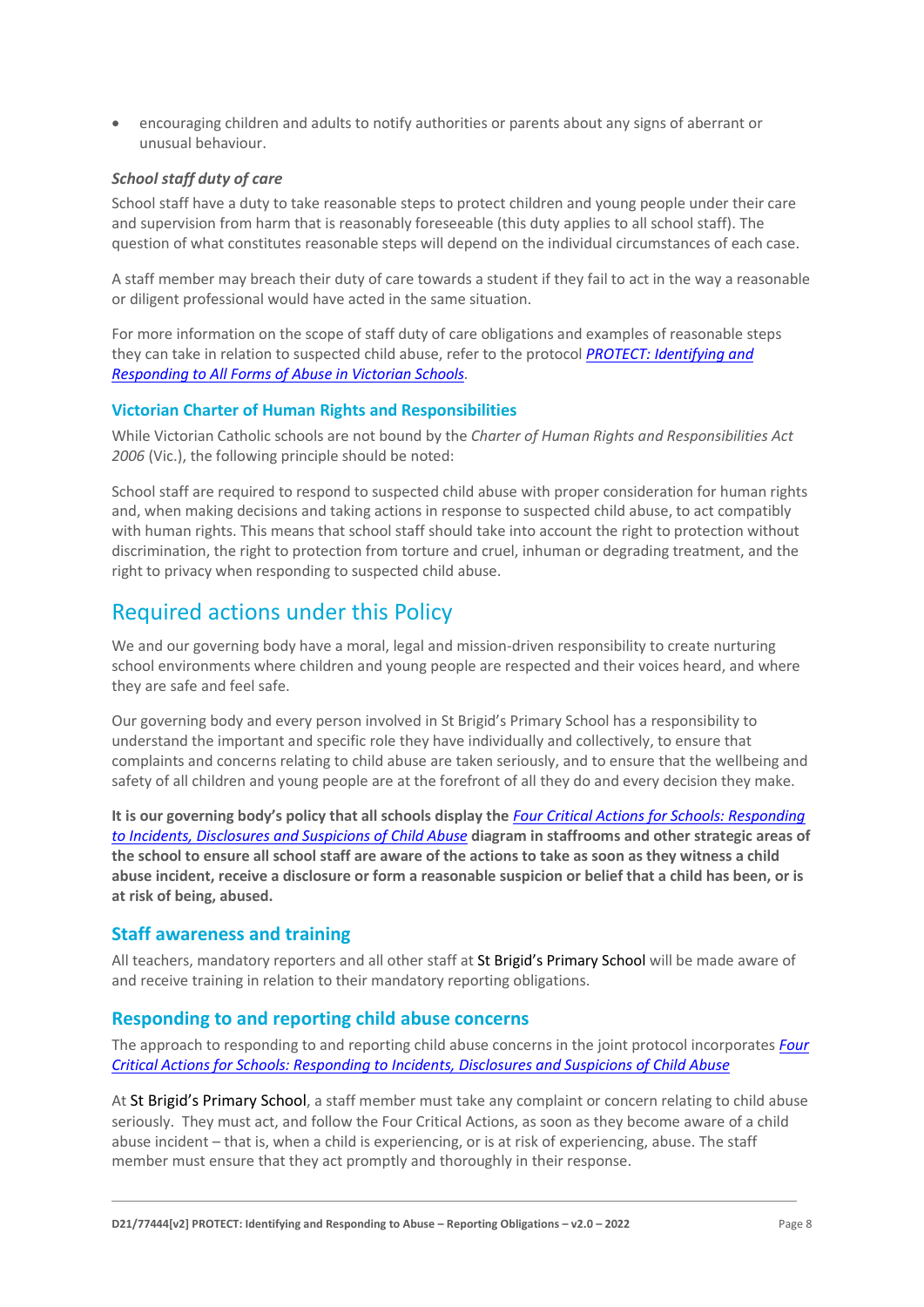- encouraging children and adults to notify authorities or parents about any signs of aberrant or unusual behaviour.

***School staff duty of care***

School staff have a duty to take reasonable steps to protect children and young people under their care and supervision from harm that is reasonably foreseeable (this duty applies to all school staff). The question of what constitutes reasonable steps will depend on the individual circumstances of each case.

A staff member may breach their duty of care towards a student if they fail to act in the way a reasonable or diligent professional would have acted in the same situation.

For more information on the scope of staff duty of care obligations and examples of reasonable steps they can take in relation to suspected child abuse, refer to the protocol *PROTECT: Identifying and Responding to All Forms of Abuse in Victorian Schools*.

### Victorian Charter of Human Rights and Responsibilities

While Victorian Catholic schools are not bound by the *Charter of Human Rights and Responsibilities Act 2006* (Vic.), the following principle should be noted:

School staff are required to respond to suspected child abuse with proper consideration for human rights and, when making decisions and taking actions in response to suspected child abuse, to act compatibly with human rights. This means that school staff should take into account the right to protection without discrimination, the right to protection from torture and cruel, inhuman or degrading treatment, and the right to privacy when responding to suspected child abuse.

## Required actions under this Policy

We and our governing body have a moral, legal and mission-driven responsibility to create nurturing school environments where children and young people are respected and their voices heard, and where they are safe and feel safe.

Our governing body and every person involved in St Brigid's Primary School has a responsibility to understand the important and specific role they have individually and collectively, to ensure that complaints and concerns relating to child abuse are taken seriously, and to ensure that the wellbeing and safety of all children and young people are at the forefront of all they do and every decision they make.

**It is our governing body's policy that all schools display the *Four Critical Actions for Schools: Responding to Incidents, Disclosures and Suspicions of Child Abuse* diagram in staffrooms and other strategic areas of the school to ensure all school staff are aware of the actions to take as soon as they witness a child abuse incident, receive a disclosure or form a reasonable suspicion or belief that a child has been, or is at risk of being, abused.**

### Staff awareness and training

All teachers, mandatory reporters and all other staff at St Brigid's Primary School will be made aware of and receive training in relation to their mandatory reporting obligations.

### Responding to and reporting child abuse concerns

The approach to responding to and reporting child abuse concerns in the joint protocol incorporates *Four Critical Actions for Schools: Responding to Incidents, Disclosures and Suspicions of Child Abuse*

At St Brigid's Primary School, a staff member must take any complaint or concern relating to child abuse seriously. They must act, and follow the Four Critical Actions, as soon as they become aware of a child abuse incident – that is, when a child is experiencing, or is at risk of experiencing, abuse. The staff member must ensure that they act promptly and thoroughly in their response.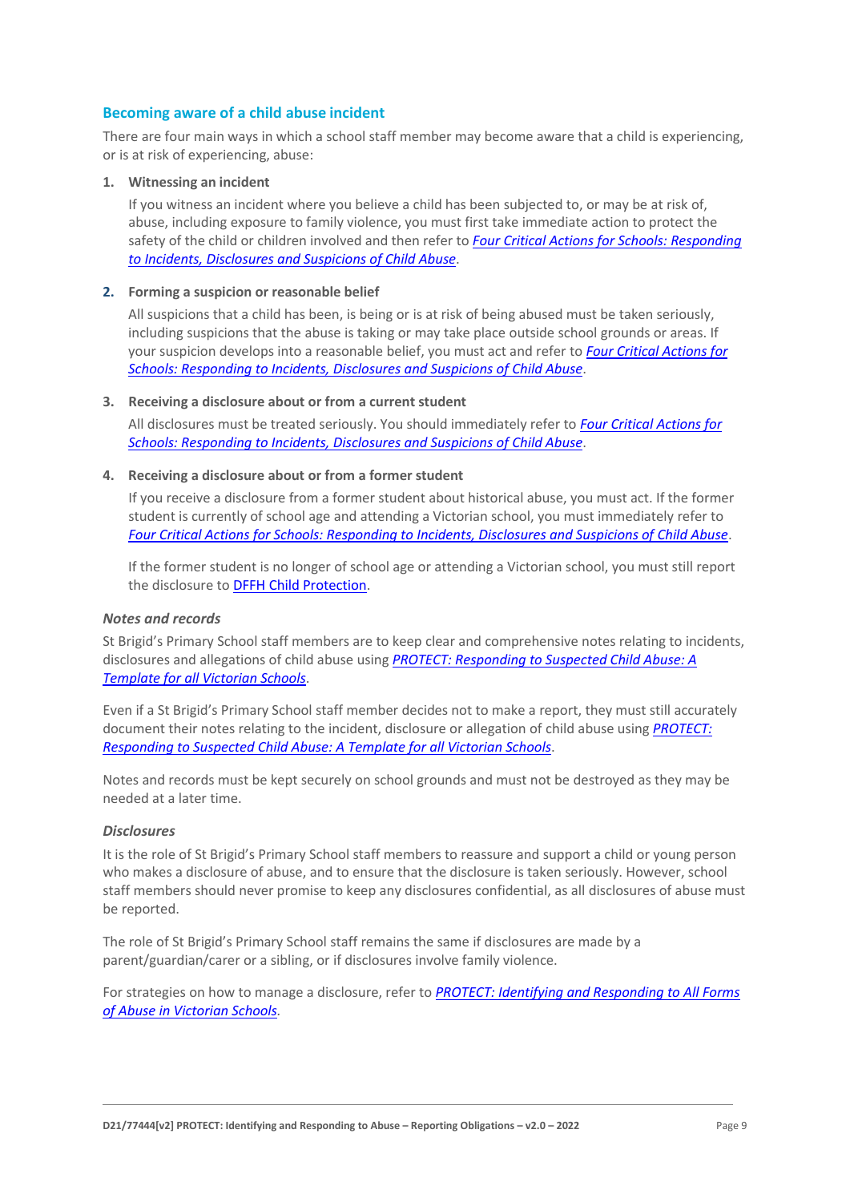### Becoming aware of a child abuse incident

There are four main ways in which a school staff member may become aware that a child is experiencing, or is at risk of experiencing, abuse:

1. **Witnessing an incident**

   If you witness an incident where you believe a child has been subjected to, or may be at risk of, abuse, including exposure to family violence, you must first take immediate action to protect the safety of the child or children involved and then refer to *Four Critical Actions for Schools: Responding to Incidents, Disclosures and Suspicions of Child Abuse*.

2. **Forming a suspicion or reasonable belief**

   All suspicions that a child has been, is being or is at risk of being abused must be taken seriously, including suspicions that the abuse is taking or may take place outside school grounds or areas. If your suspicion develops into a reasonable belief, you must act and refer to *Four Critical Actions for Schools: Responding to Incidents, Disclosures and Suspicions of Child Abuse*.

3. **Receiving a disclosure about or from a current student**

   All disclosures must be treated seriously. You should immediately refer to *Four Critical Actions for Schools: Responding to Incidents, Disclosures and Suspicions of Child Abuse*.

4. **Receiving a disclosure about or from a former student**

   If you receive a disclosure from a former student about historical abuse, you must act. If the former student is currently of school age and attending a Victorian school, you must immediately refer to *Four Critical Actions for Schools: Responding to Incidents, Disclosures and Suspicions of Child Abuse*.

   If the former student is no longer of school age or attending a Victorian school, you must still report the disclosure to DFFH Child Protection.

#### *Notes and records*

St Brigid's Primary School staff members are to keep clear and comprehensive notes relating to incidents, disclosures and allegations of child abuse using *PROTECT: Responding to Suspected Child Abuse: A Template for all Victorian Schools*.

Even if a St Brigid's Primary School staff member decides not to make a report, they must still accurately document their notes relating to the incident, disclosure or allegation of child abuse using *PROTECT: Responding to Suspected Child Abuse: A Template for all Victorian Schools*.

Notes and records must be kept securely on school grounds and must not be destroyed as they may be needed at a later time.

#### *Disclosures*

It is the role of St Brigid's Primary School staff members to reassure and support a child or young person who makes a disclosure of abuse, and to ensure that the disclosure is taken seriously. However, school staff members should never promise to keep any disclosures confidential, as all disclosures of abuse must be reported.

The role of St Brigid's Primary School staff remains the same if disclosures are made by a parent/guardian/carer or a sibling, or if disclosures involve family violence.

For strategies on how to manage a disclosure, refer to *PROTECT: Identifying and Responding to All Forms of Abuse in Victorian Schools*.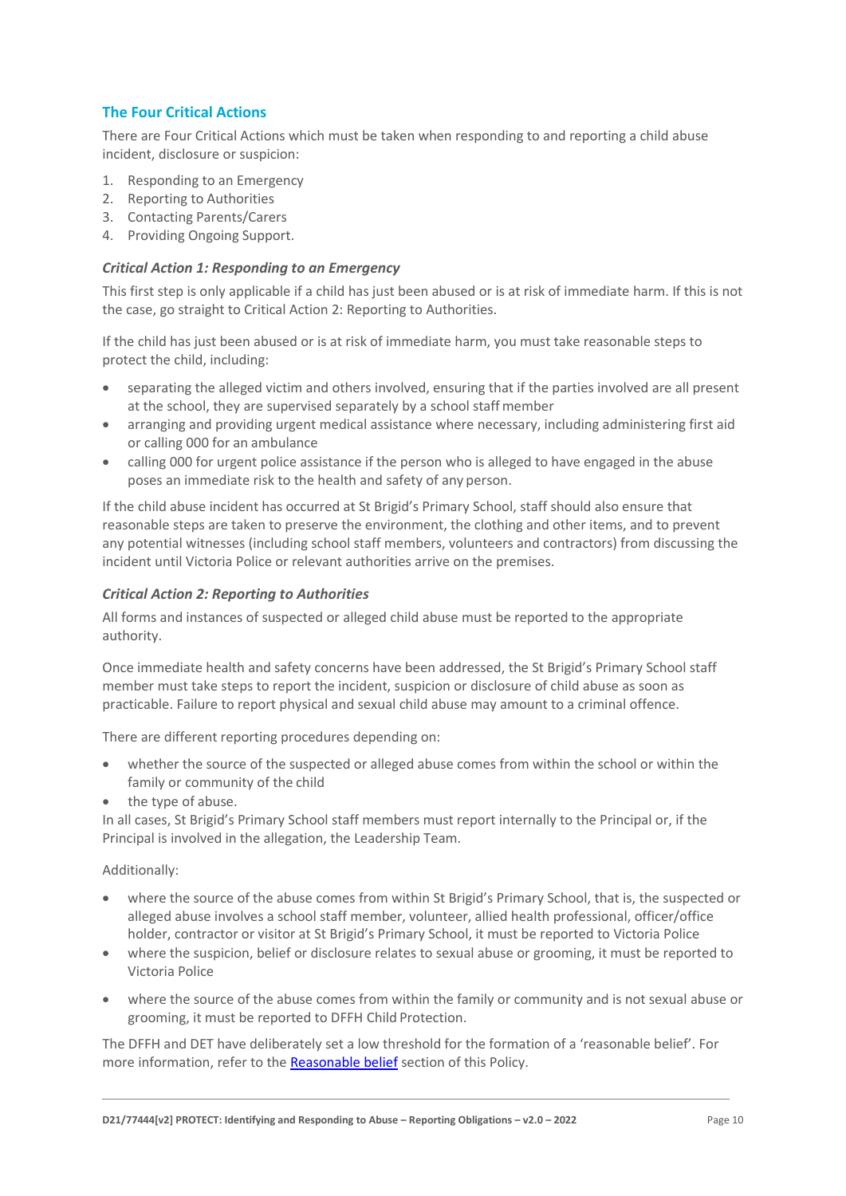## The Four Critical Actions

There are Four Critical Actions which must be taken when responding to and reporting a child abuse incident, disclosure or suspicion:

1. Responding to an Emergency
2. Reporting to Authorities
3. Contacting Parents/Carers
4. Providing Ongoing Support.

### *Critical Action 1: Responding to an Emergency*

This first step is only applicable if a child has just been abused or is at risk of immediate harm. If this is not the case, go straight to Critical Action 2: Reporting to Authorities.

If the child has just been abused or is at risk of immediate harm, you must take reasonable steps to protect the child, including:

- separating the alleged victim and others involved, ensuring that if the parties involved are all present at the school, they are supervised separately by a school staff member
- arranging and providing urgent medical assistance where necessary, including administering first aid or calling 000 for an ambulance
- calling 000 for urgent police assistance if the person who is alleged to have engaged in the abuse poses an immediate risk to the health and safety of any person.

If the child abuse incident has occurred at St Brigid's Primary School, staff should also ensure that reasonable steps are taken to preserve the environment, the clothing and other items, and to prevent any potential witnesses (including school staff members, volunteers and contractors) from discussing the incident until Victoria Police or relevant authorities arrive on the premises.

### *Critical Action 2: Reporting to Authorities*

All forms and instances of suspected or alleged child abuse must be reported to the appropriate authority.

Once immediate health and safety concerns have been addressed, the St Brigid's Primary School staff member must take steps to report the incident, suspicion or disclosure of child abuse as soon as practicable. Failure to report physical and sexual child abuse may amount to a criminal offence.

There are different reporting procedures depending on:

- whether the source of the suspected or alleged abuse comes from within the school or within the family or community of the child
- the type of abuse.

In all cases, St Brigid's Primary School staff members must report internally to the Principal or, if the Principal is involved in the allegation, the Leadership Team.

Additionally:

- where the source of the abuse comes from within St Brigid's Primary School, that is, the suspected or alleged abuse involves a school staff member, volunteer, allied health professional, officer/office holder, contractor or visitor at St Brigid's Primary School, it must be reported to Victoria Police
- where the suspicion, belief or disclosure relates to sexual abuse or grooming, it must be reported to Victoria Police
- where the source of the abuse comes from within the family or community and is not sexual abuse or grooming, it must be reported to DFFH Child Protection.

The DFFH and DET have deliberately set a low threshold for the formation of a 'reasonable belief'. For more information, refer to the [Reasonable belief] section of this Policy.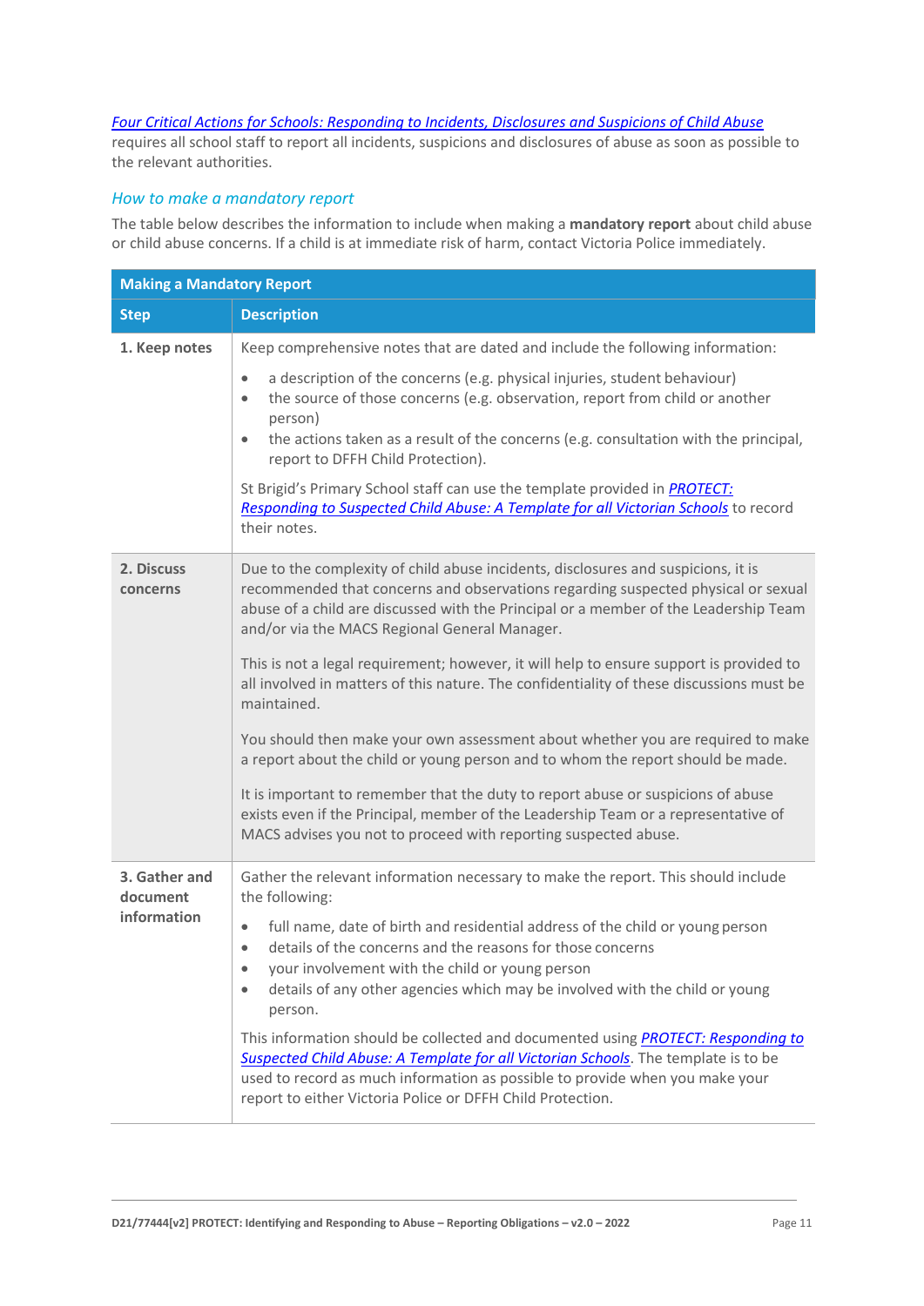*Four Critical Actions for Schools: Responding to Incidents, Disclosures and Suspicions of Child Abuse* requires all school staff to report all incidents, suspicions and disclosures of abuse as soon as possible to the relevant authorities.

### *How to make a mandatory report*

The table below describes the information to include when making a **mandatory report** about child abuse or child abuse concerns. If a child is at immediate risk of harm, contact Victoria Police immediately.

| **Making a Mandatory Report** | |
|---|---|
| **Step** | **Description** |
| **1. Keep notes** | Keep comprehensive notes that are dated and include the following information:<br>• a description of the concerns (e.g. physical injuries, student behaviour)<br>• the source of those concerns (e.g. observation, report from child or another person)<br>• the actions taken as a result of the concerns (e.g. consultation with the principal, report to DFFH Child Protection).<br><br>St Brigid's Primary School staff can use the template provided in *PROTECT: Responding to Suspected Child Abuse: A Template for all Victorian Schools* to record their notes. |
| **2. Discuss concerns** | Due to the complexity of child abuse incidents, disclosures and suspicions, it is recommended that concerns and observations regarding suspected physical or sexual abuse of a child are discussed with the Principal or a member of the Leadership Team and/or via the MACS Regional General Manager.<br><br>This is not a legal requirement; however, it will help to ensure support is provided to all involved in matters of this nature. The confidentiality of these discussions must be maintained.<br><br>You should then make your own assessment about whether you are required to make a report about the child or young person and to whom the report should be made.<br><br>It is important to remember that the duty to report abuse or suspicions of abuse exists even if the Principal, member of the Leadership Team or a representative of MACS advises you not to proceed with reporting suspected abuse. |
| **3. Gather and document information** | Gather the relevant information necessary to make the report. This should include the following:<br>• full name, date of birth and residential address of the child or young person<br>• details of the concerns and the reasons for those concerns<br>• your involvement with the child or young person<br>• details of any other agencies which may be involved with the child or young person.<br><br>This information should be collected and documented using *PROTECT: Responding to Suspected Child Abuse: A Template for all Victorian Schools*. The template is to be used to record as much information as possible to provide when you make your report to either Victoria Police or DFFH Child Protection. |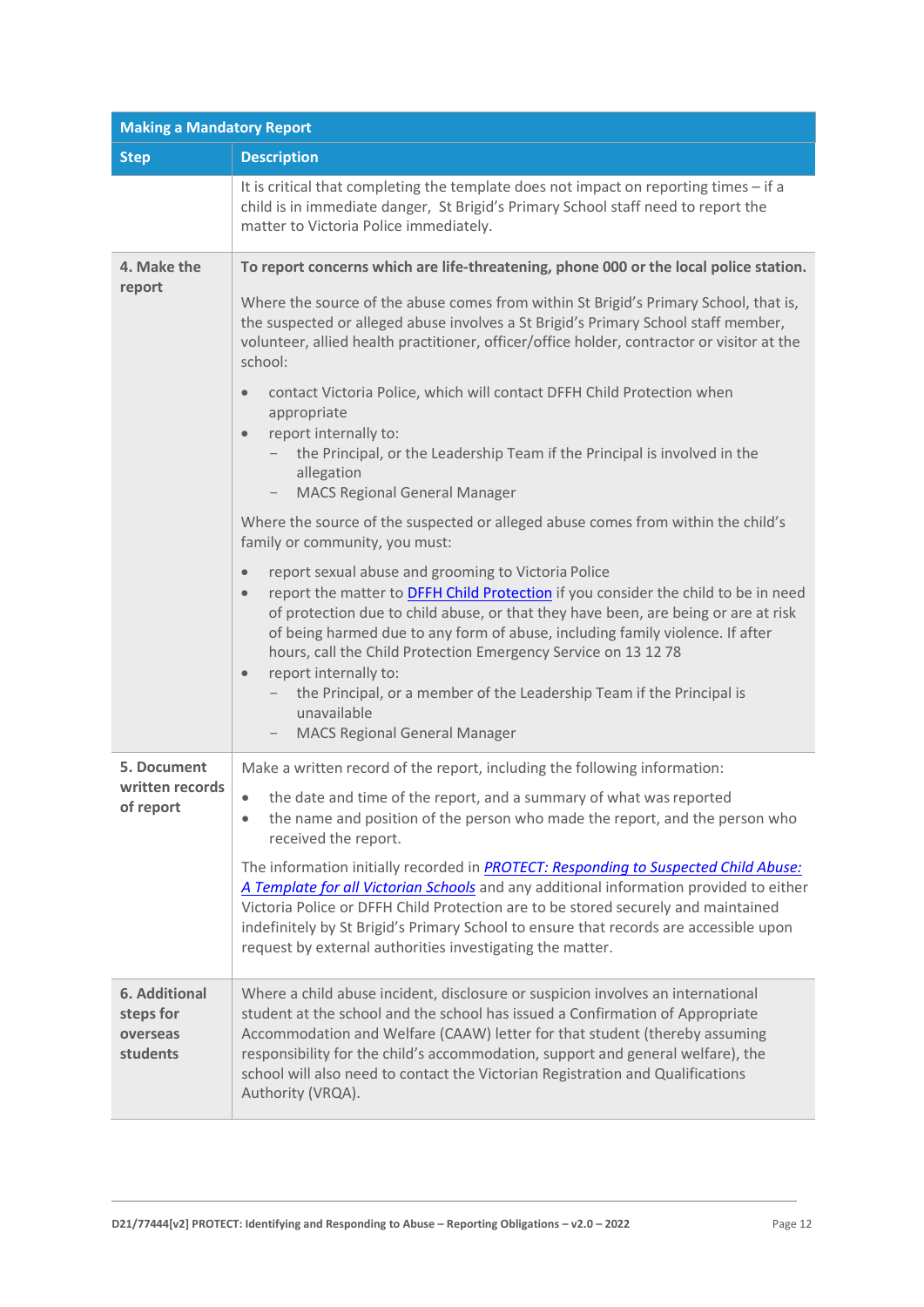| Making a Mandatory Report | |
|---|---|
| **Step** | **Description** |
| | It is critical that completing the template does not impact on reporting times – if a child is in immediate danger, St Brigid's Primary School staff need to report the matter to Victoria Police immediately. |
| **4. Make the report** | **To report concerns which are life-threatening, phone 000 or the local police station.**<br><br>Where the source of the abuse comes from within St Brigid's Primary School, that is, the suspected or alleged abuse involves a St Brigid's Primary School staff member, volunteer, allied health practitioner, officer/office holder, contractor or visitor at the school:<br><br>• contact Victoria Police, which will contact DFFH Child Protection when appropriate<br>• report internally to:<br>&nbsp;&nbsp;– the Principal, or the Leadership Team if the Principal is involved in the allegation<br>&nbsp;&nbsp;– MACS Regional General Manager<br><br>Where the source of the suspected or alleged abuse comes from within the child's family or community, you must:<br><br>• report sexual abuse and grooming to Victoria Police<br>• report the matter to [DFFH Child Protection]() if you consider the child to be in need of protection due to child abuse, or that they have been, are being or are at risk of being harmed due to any form of abuse, including family violence. If after hours, call the Child Protection Emergency Service on 13 12 78<br>• report internally to:<br>&nbsp;&nbsp;– the Principal, or a member of the Leadership Team if the Principal is unavailable<br>&nbsp;&nbsp;– MACS Regional General Manager |
| **5. Document written records of report** | Make a written record of the report, including the following information:<br><br>• the date and time of the report, and a summary of what was reported<br>• the name and position of the person who made the report, and the person who received the report.<br><br>The information initially recorded in [*PROTECT: Responding to Suspected Child Abuse: A Template for all Victorian Schools*]() and any additional information provided to either Victoria Police or DFFH Child Protection are to be stored securely and maintained indefinitely by St Brigid's Primary School to ensure that records are accessible upon request by external authorities investigating the matter. |
| **6. Additional steps for overseas students** | Where a child abuse incident, disclosure or suspicion involves an international student at the school and the school has issued a Confirmation of Appropriate Accommodation and Welfare (CAAW) letter for that student (thereby assuming responsibility for the child's accommodation, support and general welfare), the school will also need to contact the Victorian Registration and Qualifications Authority (VRQA). |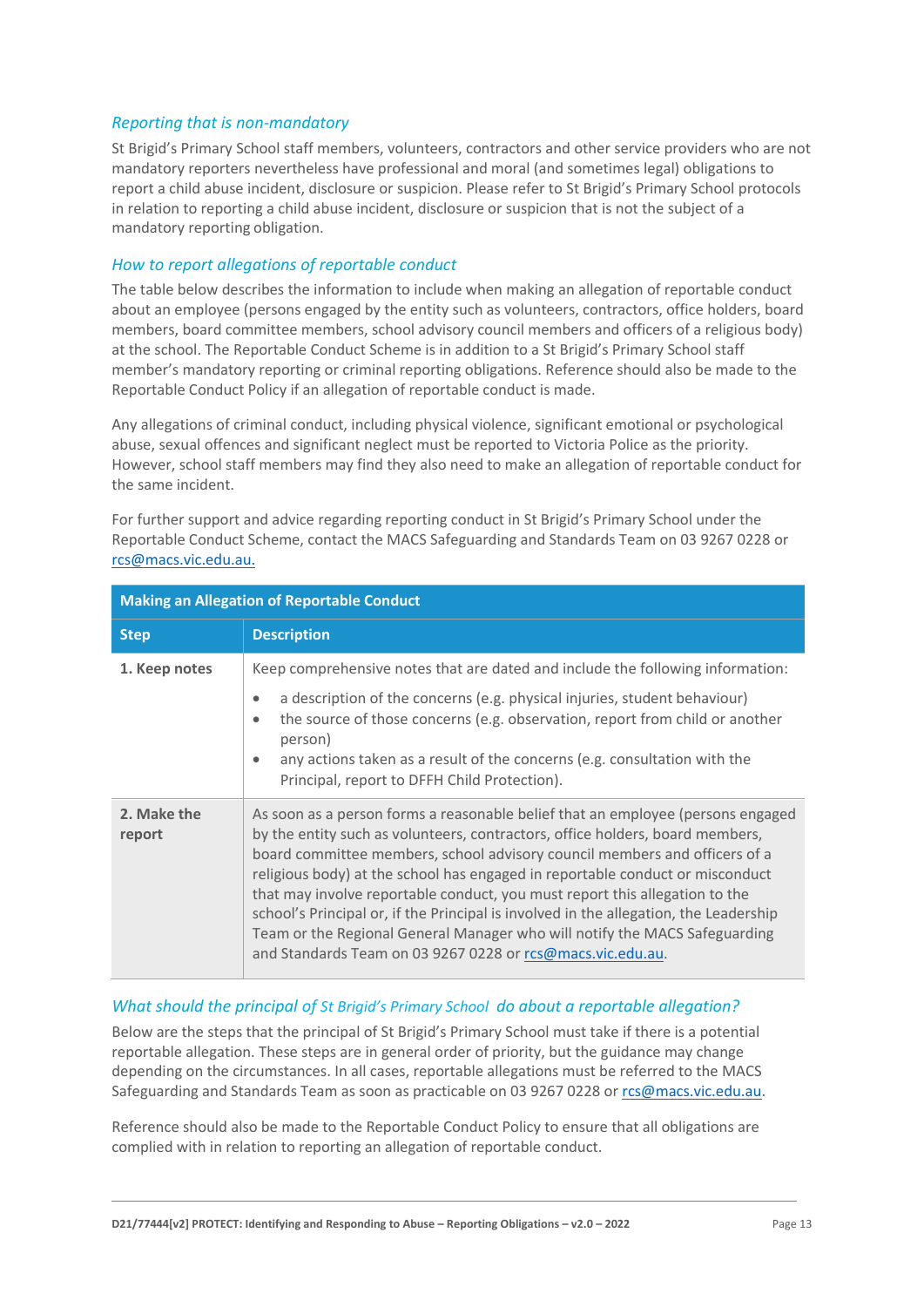### *Reporting that is non-mandatory*

St Brigid's Primary School staff members, volunteers, contractors and other service providers who are not mandatory reporters nevertheless have professional and moral (and sometimes legal) obligations to report a child abuse incident, disclosure or suspicion. Please refer to St Brigid's Primary School protocols in relation to reporting a child abuse incident, disclosure or suspicion that is not the subject of a mandatory reporting obligation.

### *How to report allegations of reportable conduct*

The table below describes the information to include when making an allegation of reportable conduct about an employee (persons engaged by the entity such as volunteers, contractors, office holders, board members, board committee members, school advisory council members and officers of a religious body) at the school. The Reportable Conduct Scheme is in addition to a St Brigid's Primary School staff member's mandatory reporting or criminal reporting obligations. Reference should also be made to the Reportable Conduct Policy if an allegation of reportable conduct is made.

Any allegations of criminal conduct, including physical violence, significant emotional or psychological abuse, sexual offences and significant neglect must be reported to Victoria Police as the priority. However, school staff members may find they also need to make an allegation of reportable conduct for the same incident.

For further support and advice regarding reporting conduct in St Brigid's Primary School under the Reportable Conduct Scheme, contact the MACS Safeguarding and Standards Team on 03 9267 0228 or rcs@macs.vic.edu.au.

| **Making an Allegation of Reportable Conduct** | |
|---|---|
| **Step** | **Description** |
| **1. Keep notes** | Keep comprehensive notes that are dated and include the following information:<br>• a description of the concerns (e.g. physical injuries, student behaviour)<br>• the source of those concerns (e.g. observation, report from child or another person)<br>• any actions taken as a result of the concerns (e.g. consultation with the Principal, report to DFFH Child Protection). |
| **2. Make the report** | As soon as a person forms a reasonable belief that an employee (persons engaged by the entity such as volunteers, contractors, office holders, board members, board committee members, school advisory council members and officers of a religious body) at the school has engaged in reportable conduct or misconduct that may involve reportable conduct, you must report this allegation to the school's Principal or, if the Principal is involved in the allegation, the Leadership Team or the Regional General Manager who will notify the MACS Safeguarding and Standards Team on 03 9267 0228 or rcs@macs.vic.edu.au. |

### *What should the principal of St Brigid's Primary School do about a reportable allegation?*

Below are the steps that the principal of St Brigid's Primary School must take if there is a potential reportable allegation. These steps are in general order of priority, but the guidance may change depending on the circumstances. In all cases, reportable allegations must be referred to the MACS Safeguarding and Standards Team as soon as practicable on 03 9267 0228 or rcs@macs.vic.edu.au.

Reference should also be made to the Reportable Conduct Policy to ensure that all obligations are complied with in relation to reporting an allegation of reportable conduct.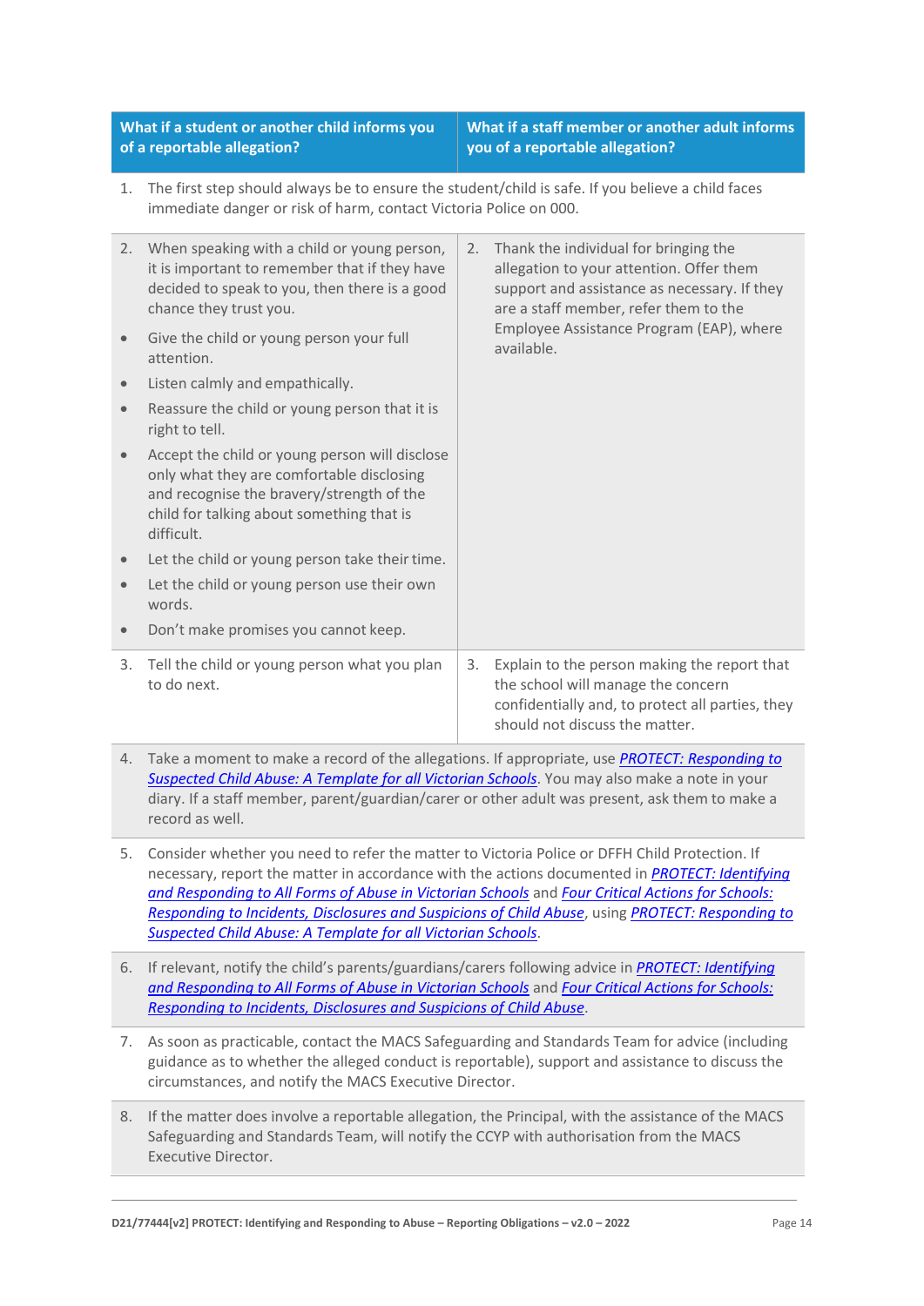| What if a student or another child informs you of a reportable allegation? | What if a staff member or another adult informs you of a reportable allegation? |
|---|---|
| 1. The first step should always be to ensure the student/child is safe. If you believe a child faces immediate danger or risk of harm, contact Victoria Police on 000. | |
| 2. When speaking with a child or young person, it is important to remember that if they have decided to speak to you, then there is a good chance they trust you.<br>• Give the child or young person your full attention.<br>• Listen calmly and empathically.<br>• Reassure the child or young person that it is right to tell.<br>• Accept the child or young person will disclose only what they are comfortable disclosing and recognise the bravery/strength of the child for talking about something that is difficult.<br>• Let the child or young person take their time.<br>• Let the child or young person use their own words.<br>• Don't make promises you cannot keep. | 2. Thank the individual for bringing the allegation to your attention. Offer them support and assistance as necessary. If they are a staff member, refer them to the Employee Assistance Program (EAP), where available. |
| 3. Tell the child or young person what you plan to do next. | 3. Explain to the person making the report that the school will manage the concern confidentially and, to protect all parties, they should not discuss the matter. |
| 4. Take a moment to make a record of the allegations. If appropriate, use *PROTECT: Responding to Suspected Child Abuse: A Template for all Victorian Schools*. You may also make a note in your diary. If a staff member, parent/guardian/carer or other adult was present, ask them to make a record as well. | |
| 5. Consider whether you need to refer the matter to Victoria Police or DFFH Child Protection. If necessary, report the matter in accordance with the actions documented in *PROTECT: Identifying and Responding to All Forms of Abuse in Victorian Schools* and *Four Critical Actions for Schools: Responding to Incidents, Disclosures and Suspicions of Child Abuse*, using *PROTECT: Responding to Suspected Child Abuse: A Template for all Victorian Schools*. | |
| 6. If relevant, notify the child's parents/guardians/carers following advice in *PROTECT: Identifying and Responding to All Forms of Abuse in Victorian Schools* and *Four Critical Actions for Schools: Responding to Incidents, Disclosures and Suspicions of Child Abuse*. | |
| 7. As soon as practicable, contact the MACS Safeguarding and Standards Team for advice (including guidance as to whether the alleged conduct is reportable), support and assistance to discuss the circumstances, and notify the MACS Executive Director. | |
| 8. If the matter does involve a reportable allegation, the Principal, with the assistance of the MACS Safeguarding and Standards Team, will notify the CCYP with authorisation from the MACS Executive Director. | |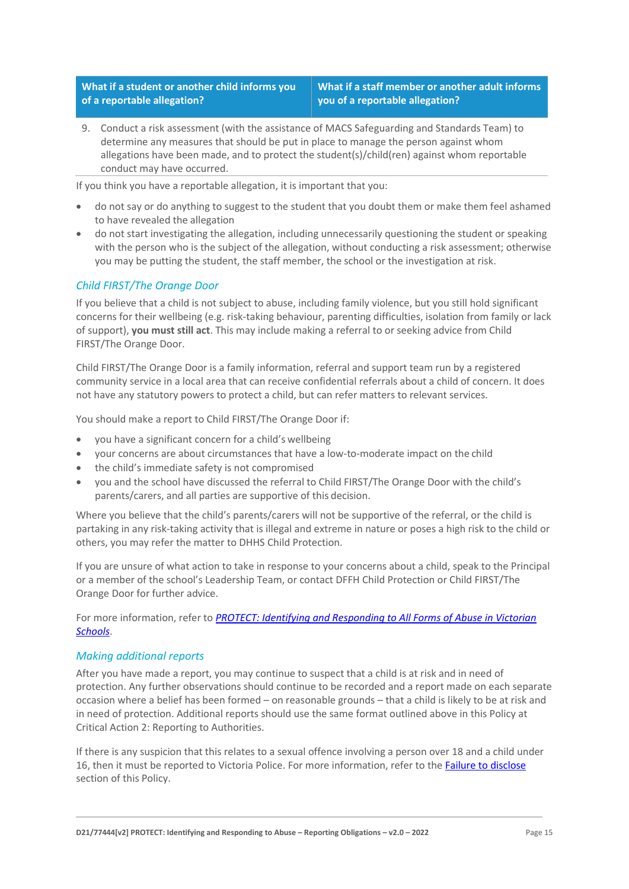| What if a student or another child informs you of a reportable allegation? | What if a staff member or another adult informs you of a reportable allegation? |
| --- | --- |
| 9. Conduct a risk assessment (with the assistance of MACS Safeguarding and Standards Team) to determine any measures that should be put in place to manage the person against whom allegations have been made, and to protect the student(s)/child(ren) against whom reportable conduct may have occurred. | |

If you think you have a reportable allegation, it is important that you:

- do not say or do anything to suggest to the student that you doubt them or make them feel ashamed to have revealed the allegation
- do not start investigating the allegation, including unnecessarily questioning the student or speaking with the person who is the subject of the allegation, without conducting a risk assessment; otherwise you may be putting the student, the staff member, the school or the investigation at risk.

### *Child FIRST/The Orange Door*

If you believe that a child is not subject to abuse, including family violence, but you still hold significant concerns for their wellbeing (e.g. risk-taking behaviour, parenting difficulties, isolation from family or lack of support), **you must still act**. This may include making a referral to or seeking advice from Child FIRST/The Orange Door.

Child FIRST/The Orange Door is a family information, referral and support team run by a registered community service in a local area that can receive confidential referrals about a child of concern. It does not have any statutory powers to protect a child, but can refer matters to relevant services.

You should make a report to Child FIRST/The Orange Door if:

- you have a significant concern for a child's wellbeing
- your concerns are about circumstances that have a low-to-moderate impact on the child
- the child's immediate safety is not compromised
- you and the school have discussed the referral to Child FIRST/The Orange Door with the child's parents/carers, and all parties are supportive of this decision.

Where you believe that the child's parents/carers will not be supportive of the referral, or the child is partaking in any risk-taking activity that is illegal and extreme in nature or poses a high risk to the child or others, you may refer the matter to DHHS Child Protection.

If you are unsure of what action to take in response to your concerns about a child, speak to the Principal or a member of the school's Leadership Team, or contact DFFH Child Protection or Child FIRST/The Orange Door for further advice.

For more information, refer to *PROTECT: Identifying and Responding to All Forms of Abuse in Victorian Schools*.

### *Making additional reports*

After you have made a report, you may continue to suspect that a child is at risk and in need of protection. Any further observations should continue to be recorded and a report made on each separate occasion where a belief has been formed – on reasonable grounds – that a child is likely to be at risk and in need of protection. Additional reports should use the same format outlined above in this Policy at Critical Action 2: Reporting to Authorities.

If there is any suspicion that this relates to a sexual offence involving a person over 18 and a child under 16, then it must be reported to Victoria Police. For more information, refer to the Failure to disclose section of this Policy.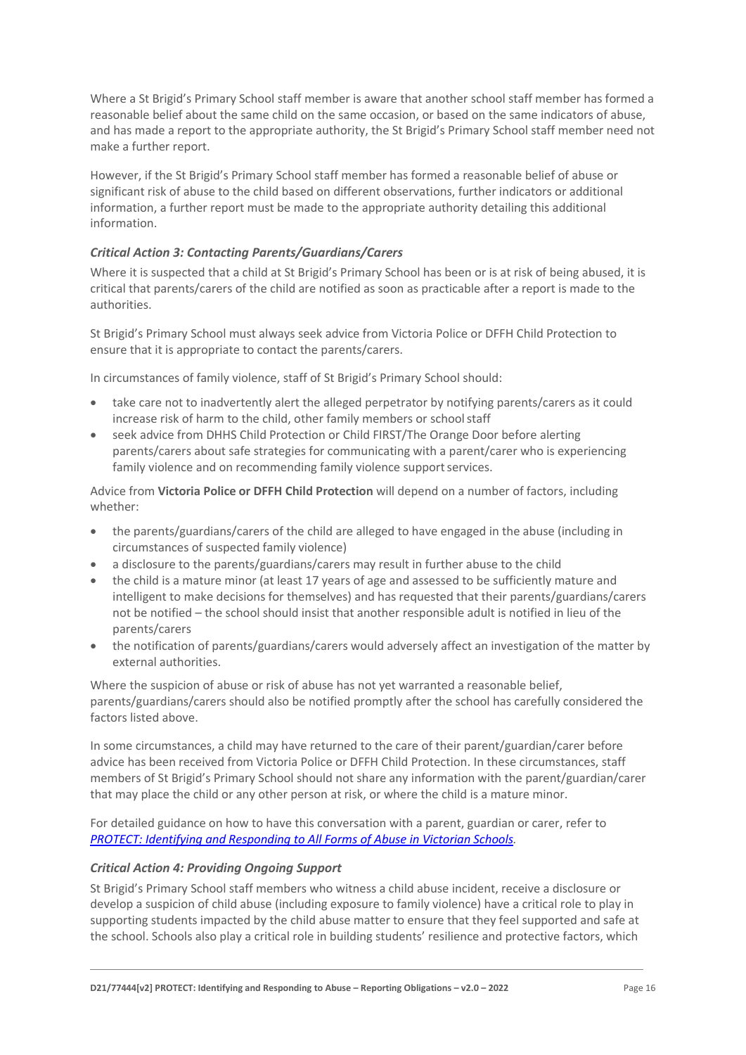Where a St Brigid's Primary School staff member is aware that another school staff member has formed a reasonable belief about the same child on the same occasion, or based on the same indicators of abuse, and has made a report to the appropriate authority, the St Brigid's Primary School staff member need not make a further report.

However, if the St Brigid's Primary School staff member has formed a reasonable belief of abuse or significant risk of abuse to the child based on different observations, further indicators or additional information, a further report must be made to the appropriate authority detailing this additional information.

### *Critical Action 3: Contacting Parents/Guardians/Carers*

Where it is suspected that a child at St Brigid's Primary School has been or is at risk of being abused, it is critical that parents/carers of the child are notified as soon as practicable after a report is made to the authorities.

St Brigid's Primary School must always seek advice from Victoria Police or DFFH Child Protection to ensure that it is appropriate to contact the parents/carers.

In circumstances of family violence, staff of St Brigid's Primary School should:

- take care not to inadvertently alert the alleged perpetrator by notifying parents/carers as it could increase risk of harm to the child, other family members or school staff
- seek advice from DHHS Child Protection or Child FIRST/The Orange Door before alerting parents/carers about safe strategies for communicating with a parent/carer who is experiencing family violence and on recommending family violence support services.

Advice from **Victoria Police or DFFH Child Protection** will depend on a number of factors, including whether:

- the parents/guardians/carers of the child are alleged to have engaged in the abuse (including in circumstances of suspected family violence)
- a disclosure to the parents/guardians/carers may result in further abuse to the child
- the child is a mature minor (at least 17 years of age and assessed to be sufficiently mature and intelligent to make decisions for themselves) and has requested that their parents/guardians/carers not be notified – the school should insist that another responsible adult is notified in lieu of the parents/carers
- the notification of parents/guardians/carers would adversely affect an investigation of the matter by external authorities.

Where the suspicion of abuse or risk of abuse has not yet warranted a reasonable belief, parents/guardians/carers should also be notified promptly after the school has carefully considered the factors listed above.

In some circumstances, a child may have returned to the care of their parent/guardian/carer before advice has been received from Victoria Police or DFFH Child Protection. In these circumstances, staff members of St Brigid's Primary School should not share any information with the parent/guardian/carer that may place the child or any other person at risk, or where the child is a mature minor.

For detailed guidance on how to have this conversation with a parent, guardian or carer, refer to *PROTECT: Identifying and Responding to All Forms of Abuse in Victorian Schools*.

### *Critical Action 4: Providing Ongoing Support*

St Brigid's Primary School staff members who witness a child abuse incident, receive a disclosure or develop a suspicion of child abuse (including exposure to family violence) have a critical role to play in supporting students impacted by the child abuse matter to ensure that they feel supported and safe at the school. Schools also play a critical role in building students' resilience and protective factors, which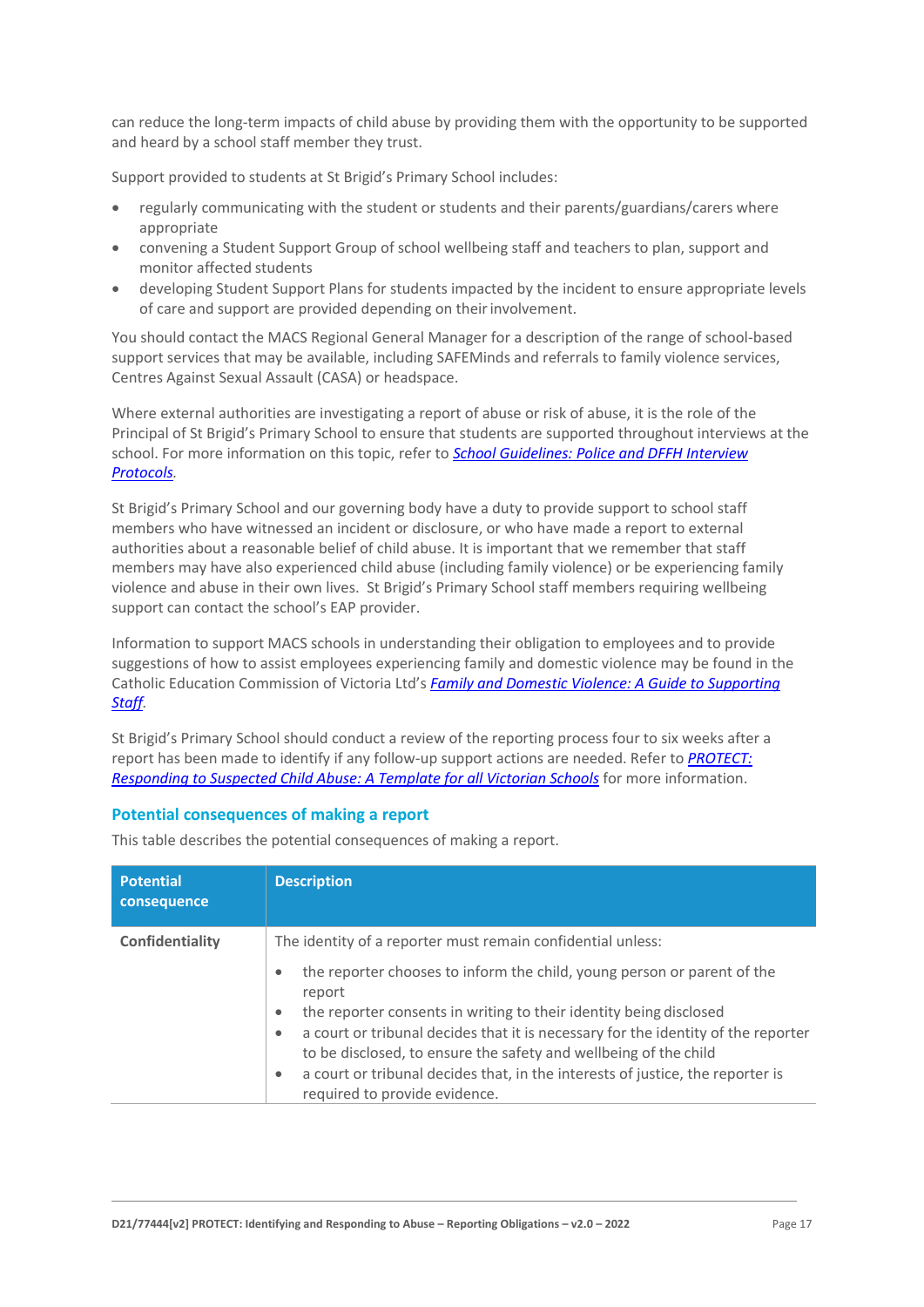can reduce the long-term impacts of child abuse by providing them with the opportunity to be supported and heard by a school staff member they trust.

Support provided to students at St Brigid's Primary School includes:

- regularly communicating with the student or students and their parents/guardians/carers where appropriate
- convening a Student Support Group of school wellbeing staff and teachers to plan, support and monitor affected students
- developing Student Support Plans for students impacted by the incident to ensure appropriate levels of care and support are provided depending on their involvement.

You should contact the MACS Regional General Manager for a description of the range of school-based support services that may be available, including SAFEMinds and referrals to family violence services, Centres Against Sexual Assault (CASA) or headspace.

Where external authorities are investigating a report of abuse or risk of abuse, it is the role of the Principal of St Brigid's Primary School to ensure that students are supported throughout interviews at the school. For more information on this topic, refer to *School Guidelines: Police and DFFH Interview Protocols*.

St Brigid's Primary School and our governing body have a duty to provide support to school staff members who have witnessed an incident or disclosure, or who have made a report to external authorities about a reasonable belief of child abuse. It is important that we remember that staff members may have also experienced child abuse (including family violence) or be experiencing family violence and abuse in their own lives. St Brigid's Primary School staff members requiring wellbeing support can contact the school's EAP provider.

Information to support MACS schools in understanding their obligation to employees and to provide suggestions of how to assist employees experiencing family and domestic violence may be found in the Catholic Education Commission of Victoria Ltd's *Family and Domestic Violence: A Guide to Supporting Staff*.

St Brigid's Primary School should conduct a review of the reporting process four to six weeks after a report has been made to identify if any follow-up support actions are needed. Refer to *PROTECT: Responding to Suspected Child Abuse: A Template for all Victorian Schools* for more information.

## Potential consequences of making a report

This table describes the potential consequences of making a report.

| Potential consequence | Description |
|---|---|
| **Confidentiality** | The identity of a reporter must remain confidential unless:<br>• the reporter chooses to inform the child, young person or parent of the report<br>• the reporter consents in writing to their identity being disclosed<br>• a court or tribunal decides that it is necessary for the identity of the reporter to be disclosed, to ensure the safety and wellbeing of the child<br>• a court or tribunal decides that, in the interests of justice, the reporter is required to provide evidence. |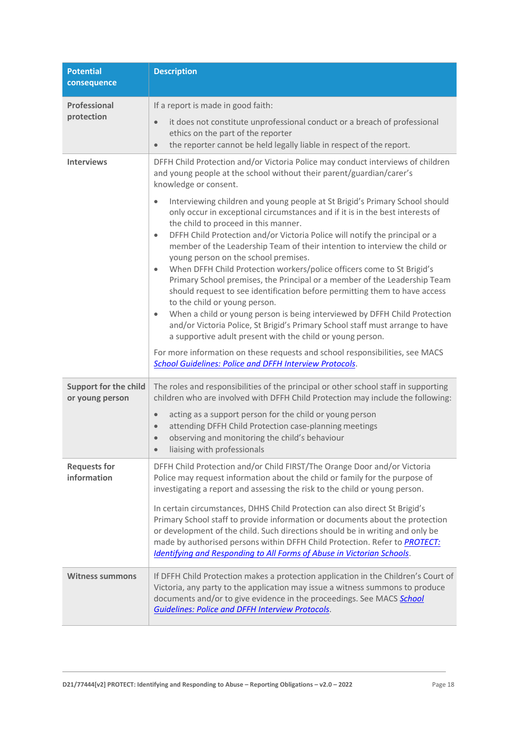| Potential consequence | Description |
|---|---|
| **Professional protection** | If a report is made in good faith:<br>• it does not constitute unprofessional conduct or a breach of professional ethics on the part of the reporter<br>• the reporter cannot be held legally liable in respect of the report. |
| **Interviews** | DFFH Child Protection and/or Victoria Police may conduct interviews of children and young people at the school without their parent/guardian/carer's knowledge or consent.<br>• Interviewing children and young people at St Brigid's Primary School should only occur in exceptional circumstances and if it is in the best interests of the child to proceed in this manner.<br>• DFFH Child Protection and/or Victoria Police will notify the principal or a member of the Leadership Team of their intention to interview the child or young person on the school premises.<br>• When DFFH Child Protection workers/police officers come to St Brigid's Primary School premises, the Principal or a member of the Leadership Team should request to see identification before permitting them to have access to the child or young person.<br>• When a child or young person is being interviewed by DFFH Child Protection and/or Victoria Police, St Brigid's Primary School staff must arrange to have a supportive adult present with the child or young person.<br>For more information on these requests and school responsibilities, see MACS *School Guidelines: Police and DFFH Interview Protocols*. |
| **Support for the child or young person** | The roles and responsibilities of the principal or other school staff in supporting children who are involved with DFFH Child Protection may include the following:<br>• acting as a support person for the child or young person<br>• attending DFFH Child Protection case-planning meetings<br>• observing and monitoring the child's behaviour<br>• liaising with professionals |
| **Requests for information** | DFFH Child Protection and/or Child FIRST/The Orange Door and/or Victoria Police may request information about the child or family for the purpose of investigating a report and assessing the risk to the child or young person.<br>In certain circumstances, DHHS Child Protection can also direct St Brigid's Primary School staff to provide information or documents about the protection or development of the child. Such directions should be in writing and only be made by authorised persons within DFFH Child Protection. Refer to *PROTECT: Identifying and Responding to All Forms of Abuse in Victorian Schools*. |
| **Witness summons** | If DFFH Child Protection makes a protection application in the Children's Court of Victoria, any party to the application may issue a witness summons to produce documents and/or to give evidence in the proceedings. See MACS *School Guidelines: Police and DFFH Interview Protocols*. |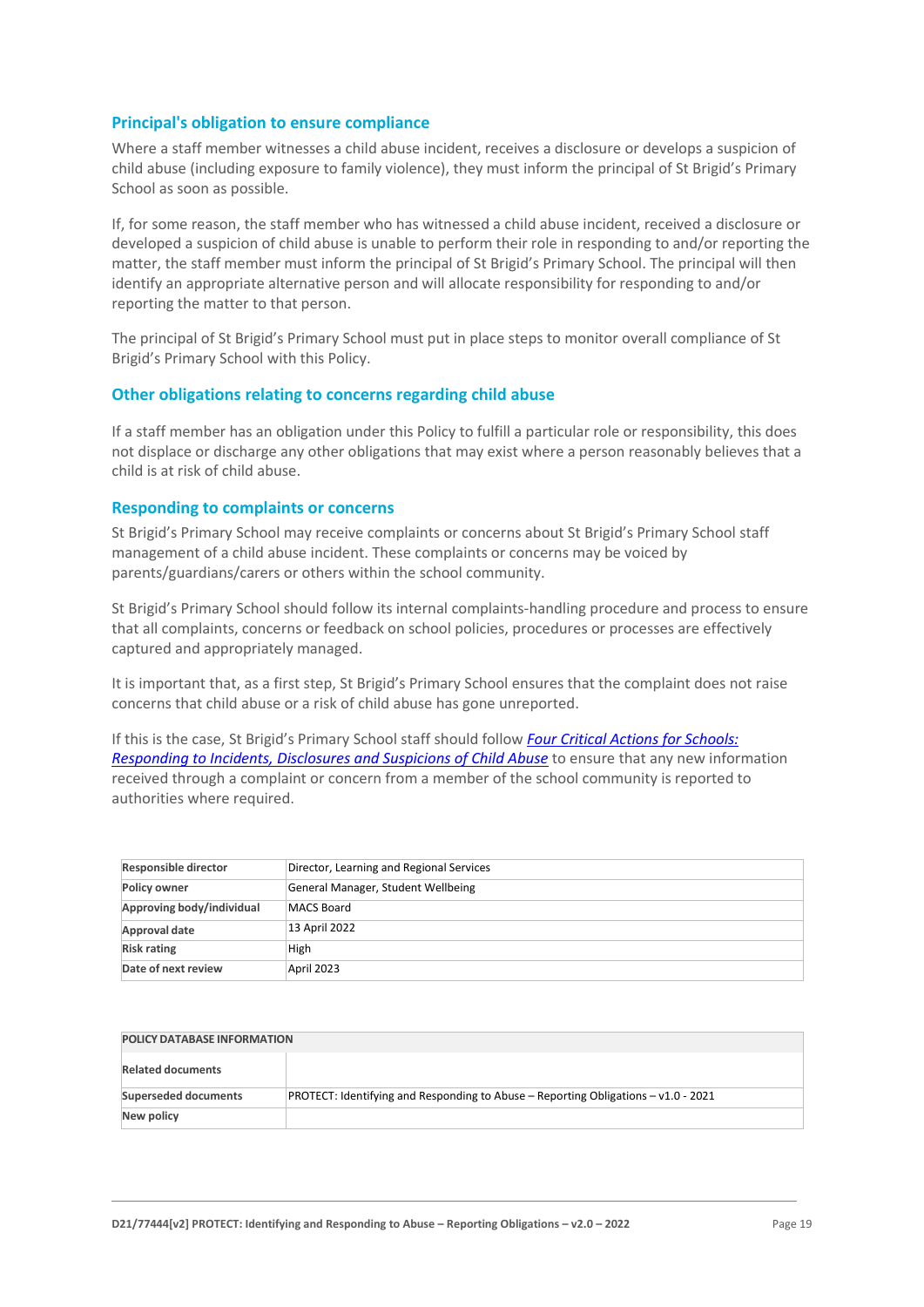### Principal's obligation to ensure compliance

Where a staff member witnesses a child abuse incident, receives a disclosure or develops a suspicion of child abuse (including exposure to family violence), they must inform the principal of St Brigid's Primary School as soon as possible.

If, for some reason, the staff member who has witnessed a child abuse incident, received a disclosure or developed a suspicion of child abuse is unable to perform their role in responding to and/or reporting the matter, the staff member must inform the principal of St Brigid's Primary School. The principal will then identify an appropriate alternative person and will allocate responsibility for responding to and/or reporting the matter to that person.

The principal of St Brigid's Primary School must put in place steps to monitor overall compliance of St Brigid's Primary School with this Policy.

### Other obligations relating to concerns regarding child abuse

If a staff member has an obligation under this Policy to fulfill a particular role or responsibility, this does not displace or discharge any other obligations that may exist where a person reasonably believes that a child is at risk of child abuse.

### Responding to complaints or concerns

St Brigid's Primary School may receive complaints or concerns about St Brigid's Primary School staff management of a child abuse incident. These complaints or concerns may be voiced by parents/guardians/carers or others within the school community.

St Brigid's Primary School should follow its internal complaints-handling procedure and process to ensure that all complaints, concerns or feedback on school policies, procedures or processes are effectively captured and appropriately managed.

It is important that, as a first step, St Brigid's Primary School ensures that the complaint does not raise concerns that child abuse or a risk of child abuse has gone unreported.

If this is the case, St Brigid's Primary School staff should follow *Four Critical Actions for Schools: Responding to Incidents, Disclosures and Suspicions of Child Abuse* to ensure that any new information received through a complaint or concern from a member of the school community is reported to authorities where required.

| | |
|---|---|
| **Responsible director** | Director, Learning and Regional Services |
| **Policy owner** | General Manager, Student Wellbeing |
| **Approving body/individual** | MACS Board |
| **Approval date** | 13 April 2022 |
| **Risk rating** | High |
| **Date of next review** | April 2023 |

| **POLICY DATABASE INFORMATION** | |
|---|---|
| **Related documents** | |
| **Superseded documents** | PROTECT: Identifying and Responding to Abuse – Reporting Obligations – v1.0 - 2021 |
| **New policy** | |